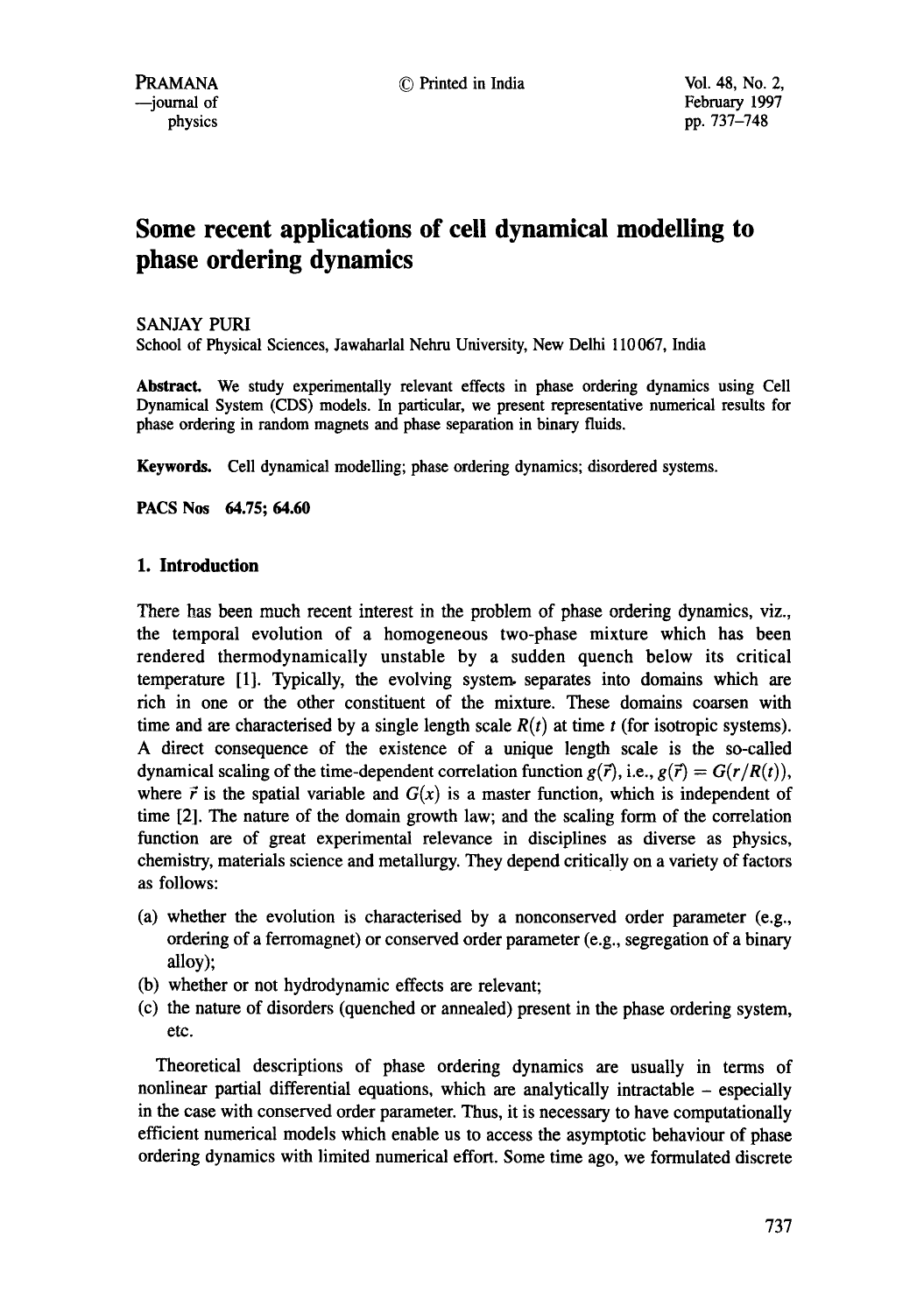# Some recent applications of cell dynamical modelling to phase ordering dynamics

SANJAY PURI

School of Physical Sciences, Jawaharlal Nehru University, New Delhi 110 067, India

**Abstract.** We study experimentally relevant effects in phase ordering dynamics using Cell Dynamical System (CDS) models. In particular, we present representative numerical results for phase ordering in random magnets and phase separation in binary fluids.

**Keywords.** Cell dynamical modelling; phase ordering dynamics; disordered systems.

**PACS Nos 64.75; 64.60**

## 1. Introduction

There has been much recent interest in the problem of phase ordering dynamics, viz., the temporal evolution of a homogeneous two-phase mixture which has been rendered thermodynamically unstable by a sudden quench below its critical temperature [1]. Typically, the evolving system separates into domains which are rich in one or the other constituent of the mixture. These domains coarsen with time and are characterised by a single length scale $R(t)$ at time $t$ (for isotropic systems). A direct consequence of the existence of a unique length scale is the so-called dynamical scaling of the time-dependent correlation function $g(\vec{r})$, i.e., $g(\vec{r}) = G(r/R(t))$, where $\vec{r}$ is the spatial variable and $G(x)$ is a master function, which is independent of time [2]. The nature of the domain growth law; and the scaling form of the correlation function are of great experimental relevance in disciplines as diverse as physics, chemistry, materials science and metallurgy. They depend critically on a variety of factors as follows:

(a) whether the evolution is characterised by a nonconserved order parameter (e.g., ordering of a ferromagnet) or conserved order parameter (e.g., segregation of a binary alloy);
(b) whether or not hydrodynamic effects are relevant;
(c) the nature of disorders (quenched or annealed) present in the phase ordering system, etc.

Theoretical descriptions of phase ordering dynamics are usually in terms of nonlinear partial differential equations, which are analytically intractable – especially in the case with conserved order parameter. Thus, it is necessary to have computationally efficient numerical models which enable us to access the asymptotic behaviour of phase ordering dynamics with limited numerical effort. Some time ago, we formulated discrete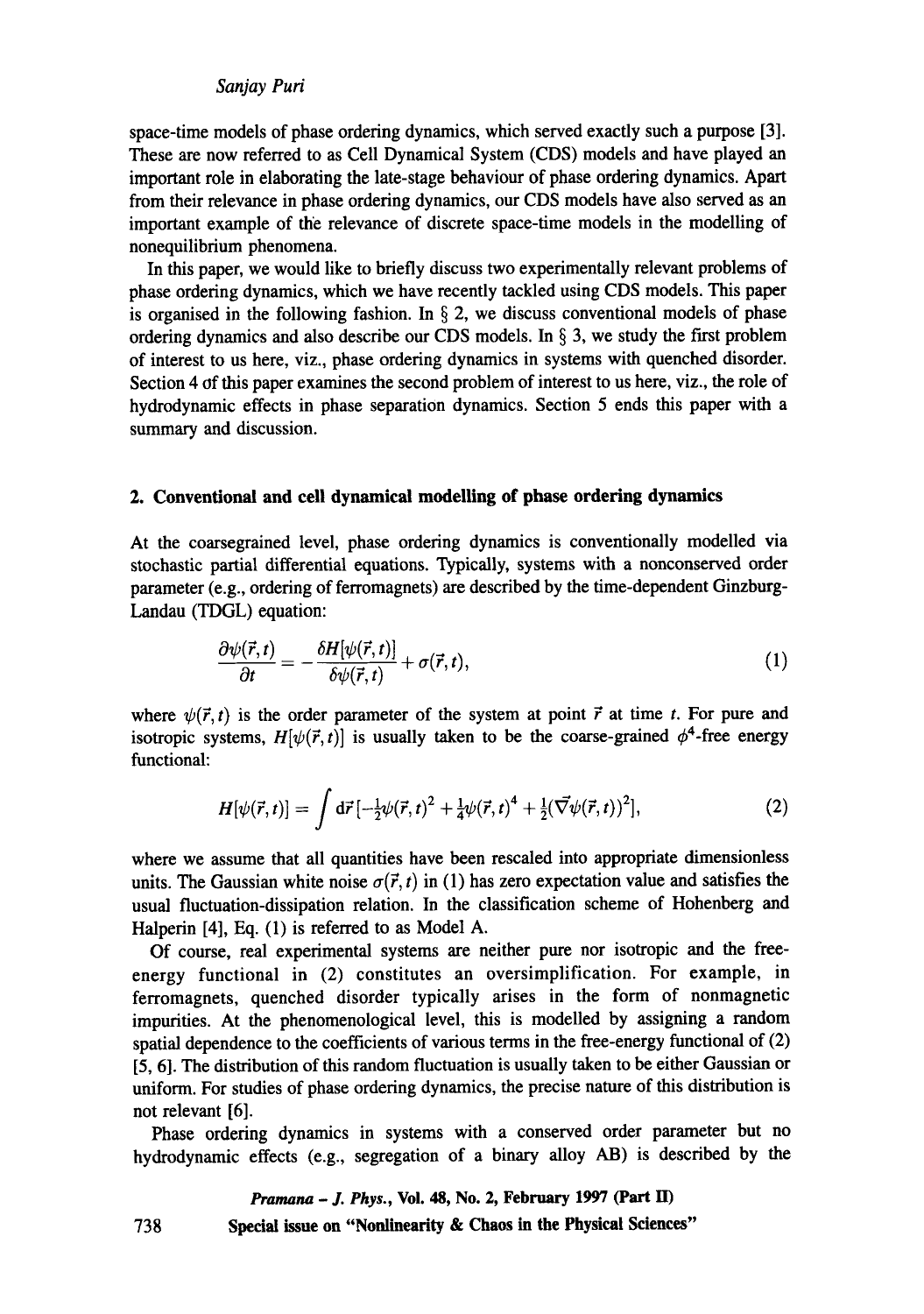space-time models of phase ordering dynamics, which served exactly such a purpose [3]. These are now referred to as Cell Dynamical System (CDS) models and have played an important role in elaborating the late-stage behaviour of phase ordering dynamics. Apart from their relevance in phase ordering dynamics, our CDS models have also served as an important example of the relevance of discrete space-time models in the modelling of nonequilibrium phenomena.

In this paper, we would like to briefly discuss two experimentally relevant problems of phase ordering dynamics, which we have recently tackled using CDS models. This paper is organised in the following fashion. In § 2, we discuss conventional models of phase ordering dynamics and also describe our CDS models. In § 3, we study the first problem of interest to us here, viz., phase ordering dynamics in systems with quenched disorder. Section 4 of this paper examines the second problem of interest to us here, viz., the role of hydrodynamic effects in phase separation dynamics. Section 5 ends this paper with a summary and discussion.

## 2. Conventional and cell dynamical modelling of phase ordering dynamics

At the coarsegrained level, phase ordering dynamics is conventionally modelled via stochastic partial differential equations. Typically, systems with a nonconserved order parameter (e.g., ordering of ferromagnets) are described by the time-dependent Ginzburg-Landau (TDGL) equation:

$$\frac{\partial \psi(\vec{r},t)}{\partial t} = -\frac{\delta H[\psi(\vec{r},t)]}{\delta \psi(\vec{r},t)} + \sigma(\vec{r},t), \tag{1}$$

where $\psi(\vec{r},t)$ is the order parameter of the system at point $\vec{r}$ at time $t$. For pure and isotropic systems, $H[\psi(\vec{r},t)]$ is usually taken to be the coarse-grained $\phi^4$-free energy functional:

$$H[\psi(\vec{r},t)] = \int d\vec{r}\,[-\tfrac{1}{2}\psi(\vec{r},t)^2 + \tfrac{1}{4}\psi(\vec{r},t)^4 + \tfrac{1}{2}(\vec{\nabla}\psi(\vec{r},t))^2], \tag{2}$$

where we assume that all quantities have been rescaled into appropriate dimensionless units. The Gaussian white noise $\sigma(\vec{r},t)$ in (1) has zero expectation value and satisfies the usual fluctuation-dissipation relation. In the classification scheme of Hohenberg and Halperin [4], Eq. (1) is referred to as Model A.

Of course, real experimental systems are neither pure nor isotropic and the free-energy functional in (2) constitutes an oversimplification. For example, in ferromagnets, quenched disorder typically arises in the form of nonmagnetic impurities. At the phenomenological level, this is modelled by assigning a random spatial dependence to the coefficients of various terms in the free-energy functional of (2) [5, 6]. The distribution of this random fluctuation is usually taken to be either Gaussian or uniform. For studies of phase ordering dynamics, the precise nature of this distribution is not relevant [6].

Phase ordering dynamics in systems with a conserved order parameter but no hydrodynamic effects (e.g., segregation of a binary alloy AB) is described by the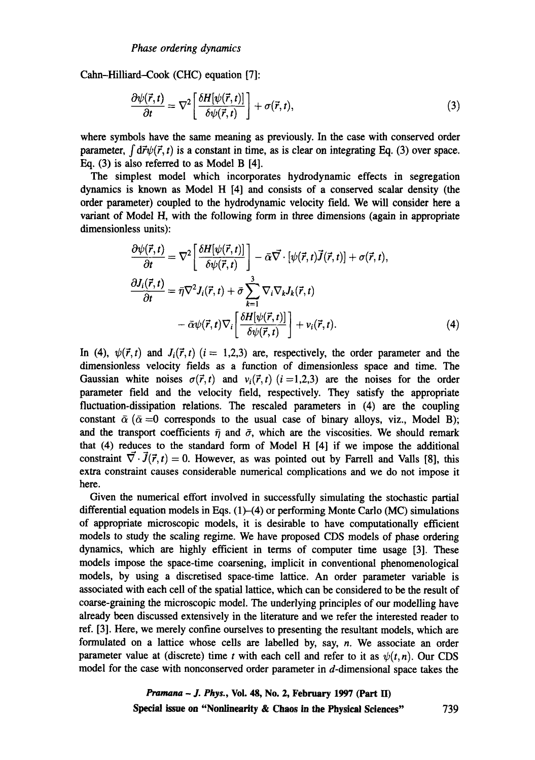Cahn–Hilliard–Cook (CHC) equation [7]:

$$\frac{\partial\psi(\vec{r},t)}{\partial t} = \nabla^2\left[\frac{\delta H[\psi(\vec{r},t)]}{\delta\psi(\vec{r},t)}\right] + \sigma(\vec{r},t), \tag{3}$$

where symbols have the same meaning as previously. In the case with conserved order parameter, $\int d\vec{r}\psi(\vec{r},t)$ is a constant in time, as is clear on integrating Eq. (3) over space. Eq. (3) is also referred to as Model B [4].

The simplest model which incorporates hydrodynamic effects in segregation dynamics is known as Model H [4] and consists of a conserved scalar density (the order parameter) coupled to the hydrodynamic velocity field. We will consider here a variant of Model H, with the following form in three dimensions (again in appropriate dimensionless units):

$$\begin{aligned}
\frac{\partial\psi(\vec{r},t)}{\partial t} &= \nabla^2\left[\frac{\delta H[\psi(\vec{r},t)]}{\delta\psi(\vec{r},t)}\right] - \bar{\alpha}\vec{\nabla}\cdot[\psi(\vec{r},t)\vec{J}(\vec{r},t)] + \sigma(\vec{r},t), \\
\frac{\partial J_i(\vec{r},t)}{\partial t} &= \bar{\eta}\nabla^2 J_i(\vec{r},t) + \bar{\sigma}\sum_{k=1}^{3}\nabla_i\nabla_k J_k(\vec{r},t) \\
&\quad - \bar{\alpha}\psi(\vec{r},t)\nabla_i\left[\frac{\delta H[\psi(\vec{r},t)]}{\delta\psi(\vec{r},t)}\right] + \nu_i(\vec{r},t).
\end{aligned} \tag{4}$$

In (4), $\psi(\vec{r},t)$ and $J_i(\vec{r},t)$ ($i = 1,2,3$) are, respectively, the order parameter and the dimensionless velocity fields as a function of dimensionless space and time. The Gaussian white noises $\sigma(\vec{r},t)$ and $\nu_i(\vec{r},t)$ ($i = 1,2,3$) are the noises for the order parameter field and the velocity field, respectively. They satisfy the appropriate fluctuation-dissipation relations. The rescaled parameters in (4) are the coupling constant $\bar{\alpha}$ ($\bar{\alpha} = 0$ corresponds to the usual case of binary alloys, viz., Model B); and the transport coefficients $\bar{\eta}$ and $\bar{\sigma}$, which are the viscosities. We should remark that (4) reduces to the standard form of Model H [4] if we impose the additional constraint $\vec{\nabla}\cdot\vec{J}(\vec{r},t) = 0$. However, as was pointed out by Farrell and Valls [8], this extra constraint causes considerable numerical complications and we do not impose it here.

Given the numerical effort involved in successfully simulating the stochastic partial differential equation models in Eqs. (1)–(4) or performing Monte Carlo (MC) simulations of appropriate microscopic models, it is desirable to have computationally efficient models to study the scaling regime. We have proposed CDS models of phase ordering dynamics, which are highly efficient in terms of computer time usage [3]. These models impose the space-time coarsening, implicit in conventional phenomenological models, by using a discretised space-time lattice. An order parameter variable is associated with each cell of the spatial lattice, which can be considered to be the result of coarse-graining the microscopic model. The underlying principles of our modelling have already been discussed extensively in the literature and we refer the interested reader to ref. [3]. Here, we merely confine ourselves to presenting the resultant models, which are formulated on a lattice whose cells are labelled by, say, $n$. We associate an order parameter value at (discrete) time $t$ with each cell and refer to it as $\psi(t,n)$. Our CDS model for the case with nonconserved order parameter in $d$-dimensional space takes the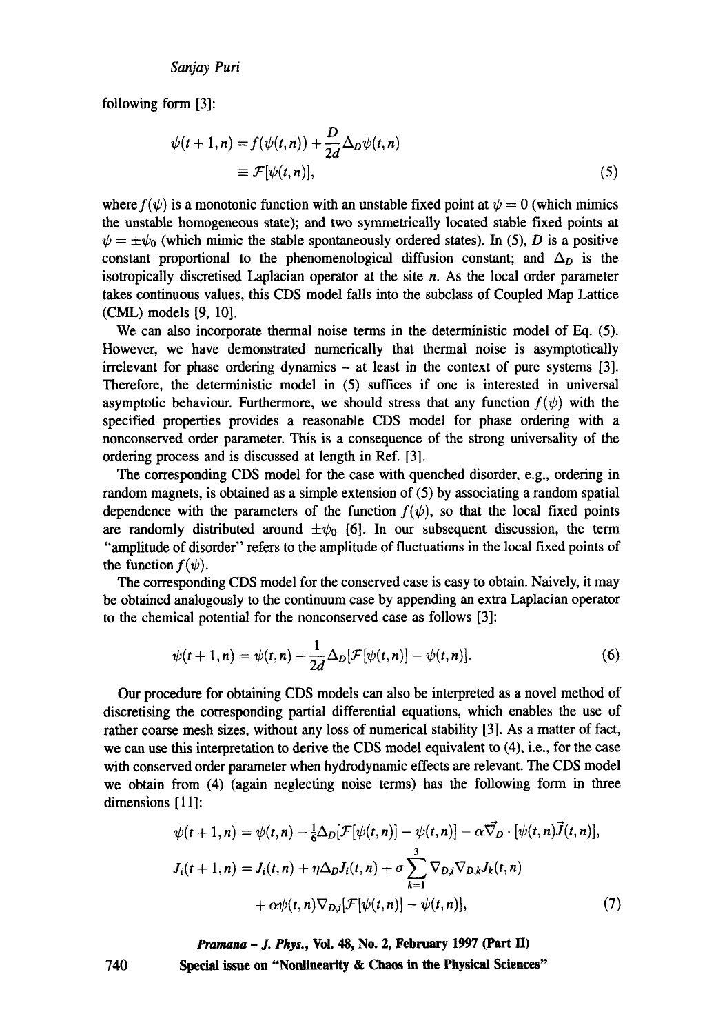following form [3]:

$$
\begin{aligned}
\psi(t+1,n) &= f(\psi(t,n)) + \frac{D}{2d}\Delta_D \psi(t,n) \\
&\equiv \mathcal{F}[\psi(t,n)],
\end{aligned}
\tag{5}
$$

where $f(\psi)$ is a monotonic function with an unstable fixed point at $\psi = 0$ (which mimics the unstable homogeneous state); and two symmetrically located stable fixed points at $\psi = \pm\psi_0$ (which mimic the stable spontaneously ordered states). In (5), $D$ is a positive constant proportional to the phenomenological diffusion constant; and $\Delta_D$ is the isotropically discretised Laplacian operator at the site $n$. As the local order parameter takes continuous values, this CDS model falls into the subclass of Coupled Map Lattice (CML) models [9, 10].

We can also incorporate thermal noise terms in the deterministic model of Eq. (5). However, we have demonstrated numerically that thermal noise is asymptotically irrelevant for phase ordering dynamics – at least in the context of pure systems [3]. Therefore, the deterministic model in (5) suffices if one is interested in universal asymptotic behaviour. Furthermore, we should stress that any function $f(\psi)$ with the specified properties provides a reasonable CDS model for phase ordering with a nonconserved order parameter. This is a consequence of the strong universality of the ordering process and is discussed at length in Ref. [3].

The corresponding CDS model for the case with quenched disorder, e.g., ordering in random magnets, is obtained as a simple extension of (5) by associating a random spatial dependence with the parameters of the function $f(\psi)$, so that the local fixed points are randomly distributed around $\pm\psi_0$ [6]. In our subsequent discussion, the term "amplitude of disorder" refers to the amplitude of fluctuations in the local fixed points of the function $f(\psi)$.

The corresponding CDS model for the conserved case is easy to obtain. Naively, it may be obtained analogously to the continuum case by appending an extra Laplacian operator to the chemical potential for the nonconserved case as follows [3]:

$$
\psi(t+1,n) = \psi(t,n) - \frac{1}{2d}\Delta_D[\mathcal{F}[\psi(t,n)] - \psi(t,n)]. \tag{6}
$$

Our procedure for obtaining CDS models can also be interpreted as a novel method of discretising the corresponding partial differential equations, which enables the use of rather coarse mesh sizes, without any loss of numerical stability [3]. As a matter of fact, we can use this interpretation to derive the CDS model equivalent to (4), i.e., for the case with conserved order parameter when hydrodynamic effects are relevant. The CDS model we obtain from (4) (again neglecting noise terms) has the following form in three dimensions [11]:

$$
\begin{aligned}
\psi(t+1,n) &= \psi(t,n) - \tfrac{1}{6}\Delta_D[\mathcal{F}[\psi(t,n)] - \psi(t,n)] - \alpha\vec{\nabla}_D\cdot[\psi(t,n)\vec{J}(t,n)], \\
J_i(t+1,n) &= J_i(t,n) + \eta\Delta_D J_i(t,n) + \sigma\sum_{k=1}^{3}\nabla_{D,i}\nabla_{D,k}J_k(t,n) \\
&\quad + \alpha\psi(t,n)\nabla_{D,i}[\mathcal{F}[\psi(t,n)] - \psi(t,n)],
\end{aligned}
\tag{7}
$$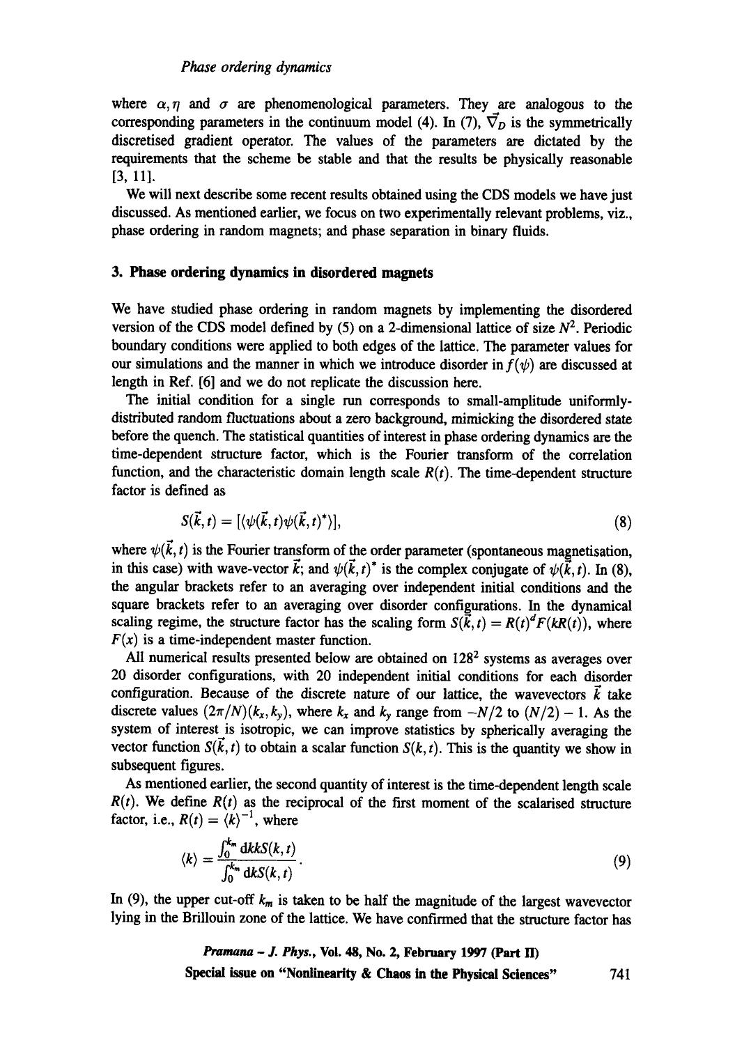where $\alpha, \eta$ and $\sigma$ are phenomenological parameters. They are analogous to the corresponding parameters in the continuum model (4). In (7), $\vec{\nabla}_D$ is the symmetrically discretised gradient operator. The values of the parameters are dictated by the requirements that the scheme be stable and that the results be physically reasonable [3, 11].

We will next describe some recent results obtained using the CDS models we have just discussed. As mentioned earlier, we focus on two experimentally relevant problems, viz., phase ordering in random magnets; and phase separation in binary fluids.

## 3. Phase ordering dynamics in disordered magnets

We have studied phase ordering in random magnets by implementing the disordered version of the CDS model defined by (5) on a 2-dimensional lattice of size $N^2$. Periodic boundary conditions were applied to both edges of the lattice. The parameter values for our simulations and the manner in which we introduce disorder in $f(\psi)$ are discussed at length in Ref. [6] and we do not replicate the discussion here.

The initial condition for a single run corresponds to small-amplitude uniformly-distributed random fluctuations about a zero background, mimicking the disordered state before the quench. The statistical quantities of interest in phase ordering dynamics are the time-dependent structure factor, which is the Fourier transform of the correlation function, and the characteristic domain length scale $R(t)$. The time-dependent structure factor is defined as

$$S(\vec{k}, t) = [\langle \psi(\vec{k}, t)\psi(\vec{k}, t)^* \rangle], \tag{8}$$

where $\psi(\vec{k}, t)$ is the Fourier transform of the order parameter (spontaneous magnetisation, in this case) with wave-vector $\vec{k}$; and $\psi(\vec{k}, t)^*$ is the complex conjugate of $\psi(\vec{k}, t)$. In (8), the angular brackets refer to an averaging over independent initial conditions and the square brackets refer to an averaging over disorder configurations. In the dynamical scaling regime, the structure factor has the scaling form $S(\vec{k}, t) = R(t)^d F(kR(t))$, where $F(x)$ is a time-independent master function.

All numerical results presented below are obtained on $128^2$ systems as averages over 20 disorder configurations, with 20 independent initial conditions for each disorder configuration. Because of the discrete nature of our lattice, the wavevectors $\vec{k}$ take discrete values $(2\pi/N)(k_x, k_y)$, where $k_x$ and $k_y$ range from $-N/2$ to $(N/2) - 1$. As the system of interest is isotropic, we can improve statistics by spherically averaging the vector function $S(\vec{k}, t)$ to obtain a scalar function $S(k, t)$. This is the quantity we show in subsequent figures.

As mentioned earlier, the second quantity of interest is the time-dependent length scale $R(t)$. We define $R(t)$ as the reciprocal of the first moment of the scalarised structure factor, i.e., $R(t) = \langle k \rangle^{-1}$, where

$$\langle k \rangle = \frac{\int_0^{k_m} \mathrm{d}k k S(k, t)}{\int_0^{k_m} \mathrm{d}k S(k, t)}. \tag{9}$$

In (9), the upper cut-off $k_m$ is taken to be half the magnitude of the largest wavevector lying in the Brillouin zone of the lattice. We have confirmed that the structure factor has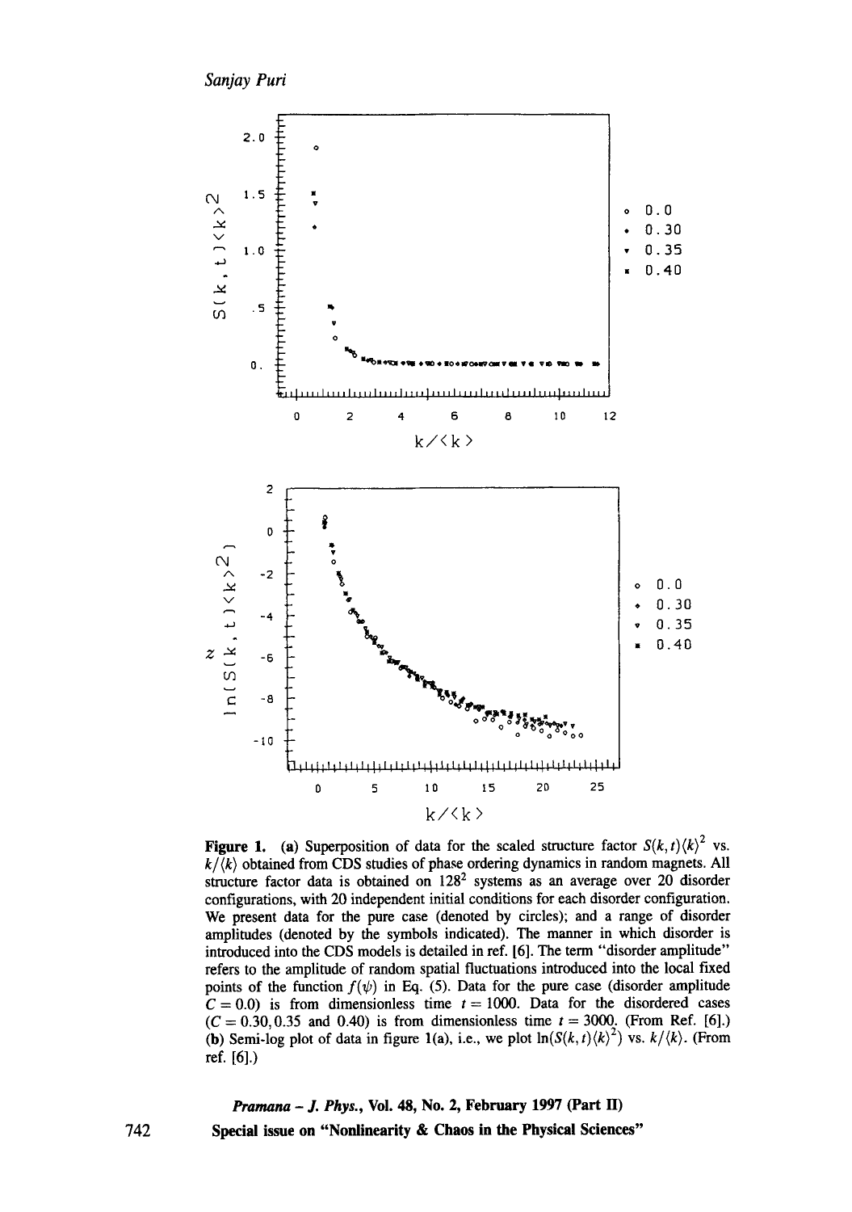**Figure 1.** (a) Superposition of data for the scaled structure factor $S(k,t)\langle k\rangle^2$ vs. $k/\langle k\rangle$ obtained from CDS studies of phase ordering dynamics in random magnets. All structure factor data is obtained on $128^2$ systems as an average over 20 disorder configurations, with 20 independent initial conditions for each disorder configuration. We present data for the pure case (denoted by circles); and a range of disorder amplitudes (denoted by the symbols indicated). The manner in which disorder is introduced into the CDS models is detailed in ref. [6]. The term "disorder amplitude" refers to the amplitude of random spatial fluctuations introduced into the local fixed points of the function $f(\psi)$ in Eq. (5). Data for the pure case (disorder amplitude $C = 0.0$) is from dimensionless time $t = 1000$. Data for the disordered cases ($C = 0.30, 0.35$ and $0.40$) is from dimensionless time $t = 3000$. (From Ref. [6].) (b) Semi-log plot of data in figure 1(a), i.e., we plot $\ln(S(k,t)\langle k\rangle^2)$ vs. $k/\langle k\rangle$. (From ref. [6].)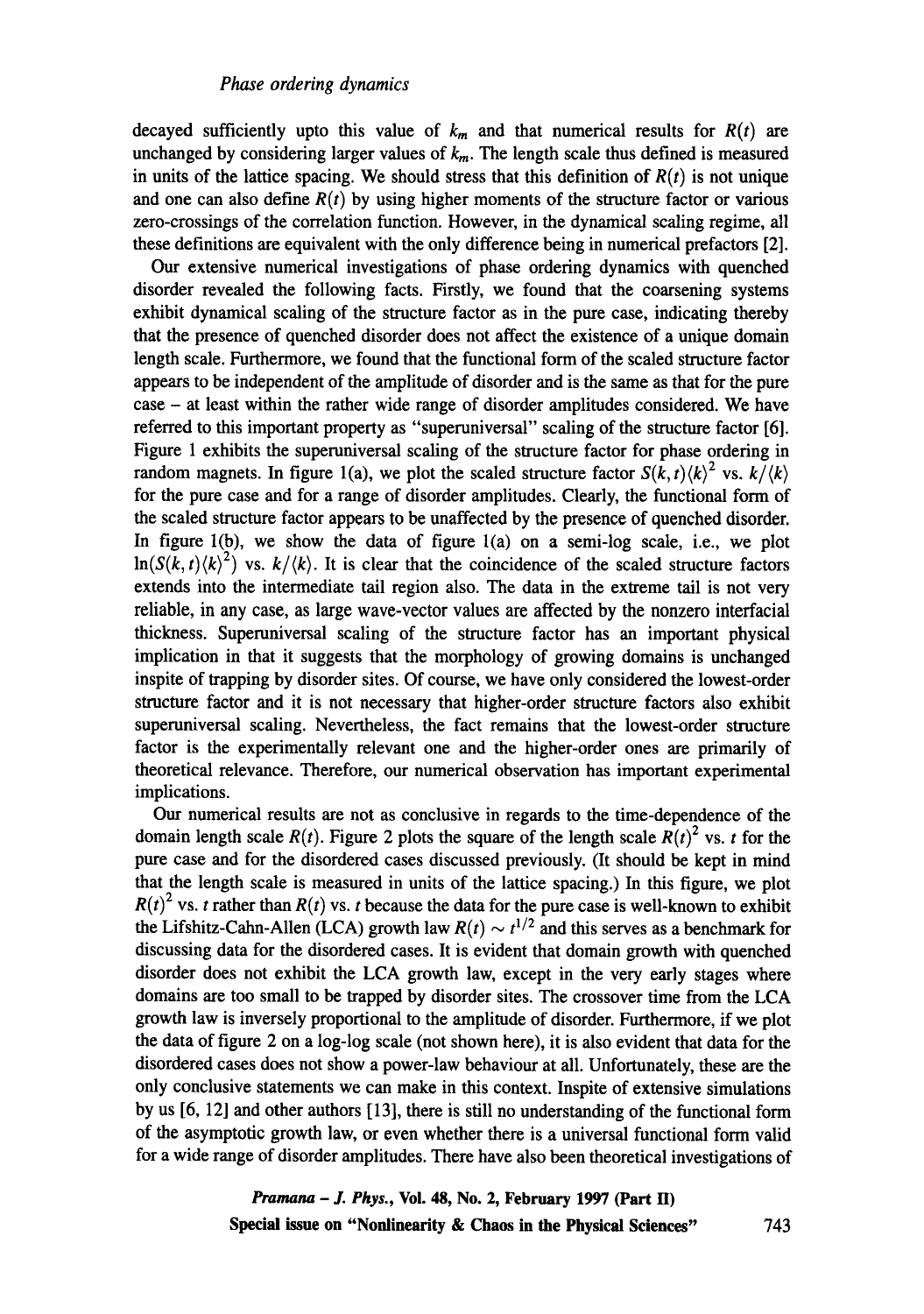decayed sufficiently upto this value of $k_m$ and that numerical results for $R(t)$ are unchanged by considering larger values of $k_m$. The length scale thus defined is measured in units of the lattice spacing. We should stress that this definition of $R(t)$ is not unique and one can also define $R(t)$ by using higher moments of the structure factor or various zero-crossings of the correlation function. However, in the dynamical scaling regime, all these definitions are equivalent with the only difference being in numerical prefactors [2].

Our extensive numerical investigations of phase ordering dynamics with quenched disorder revealed the following facts. Firstly, we found that the coarsening systems exhibit dynamical scaling of the structure factor as in the pure case, indicating thereby that the presence of quenched disorder does not affect the existence of a unique domain length scale. Furthermore, we found that the functional form of the scaled structure factor appears to be independent of the amplitude of disorder and is the same as that for the pure case – at least within the rather wide range of disorder amplitudes considered. We have referred to this important property as "superuniversal" scaling of the structure factor [6]. Figure 1 exhibits the superuniversal scaling of the structure factor for phase ordering in random magnets. In figure 1(a), we plot the scaled structure factor $S(k,t)\langle k\rangle^2$ vs. $k/\langle k\rangle$ for the pure case and for a range of disorder amplitudes. Clearly, the functional form of the scaled structure factor appears to be unaffected by the presence of quenched disorder. In figure 1(b), we show the data of figure 1(a) on a semi-log scale, i.e., we plot $\ln(S(k,t)\langle k\rangle^2)$ vs. $k/\langle k\rangle$. It is clear that the coincidence of the scaled structure factors extends into the intermediate tail region also. The data in the extreme tail is not very reliable, in any case, as large wave-vector values are affected by the nonzero interfacial thickness. Superuniversal scaling of the structure factor has an important physical implication in that it suggests that the morphology of growing domains is unchanged inspite of trapping by disorder sites. Of course, we have only considered the lowest-order structure factor and it is not necessary that higher-order structure factors also exhibit superuniversal scaling. Nevertheless, the fact remains that the lowest-order structure factor is the experimentally relevant one and the higher-order ones are primarily of theoretical relevance. Therefore, our numerical observation has important experimental implications.

Our numerical results are not as conclusive in regards to the time-dependence of the domain length scale $R(t)$. Figure 2 plots the square of the length scale $R(t)^2$ vs. $t$ for the pure case and for the disordered cases discussed previously. (It should be kept in mind that the length scale is measured in units of the lattice spacing.) In this figure, we plot $R(t)^2$ vs. $t$ rather than $R(t)$ vs. $t$ because the data for the pure case is well-known to exhibit the Lifshitz-Cahn-Allen (LCA) growth law $R(t) \sim t^{1/2}$ and this serves as a benchmark for discussing data for the disordered cases. It is evident that domain growth with quenched disorder does not exhibit the LCA growth law, except in the very early stages where domains are too small to be trapped by disorder sites. The crossover time from the LCA growth law is inversely proportional to the amplitude of disorder. Furthermore, if we plot the data of figure 2 on a log-log scale (not shown here), it is also evident that data for the disordered cases does not show a power-law behaviour at all. Unfortunately, these are the only conclusive statements we can make in this context. Inspite of extensive simulations by us [6, 12] and other authors [13], there is still no understanding of the functional form of the asymptotic growth law, or even whether there is a universal functional form valid for a wide range of disorder amplitudes. There have also been theoretical investigations of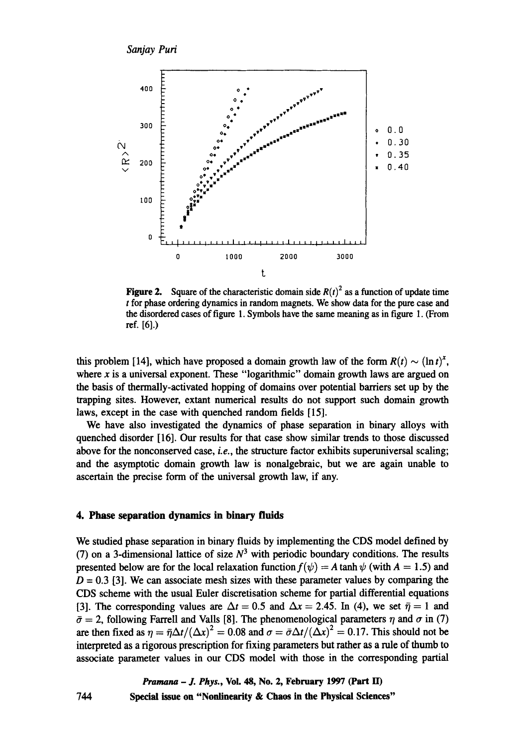**Figure 2.** Square of the characteristic domain side $R(t)^2$ as a function of update time $t$ for phase ordering dynamics in random magnets. We show data for the pure case and the disordered cases of figure 1. Symbols have the same meaning as in figure 1. (From ref. [6].)

this problem [14], which have proposed a domain growth law of the form $R(t) \sim (\ln t)^x$, where $x$ is a universal exponent. These "logarithmic" domain growth laws are argued on the basis of thermally-activated hopping of domains over potential barriers set up by the trapping sites. However, extant numerical results do not support such domain growth laws, except in the case with quenched random fields [15].

We have also investigated the dynamics of phase separation in binary alloys with quenched disorder [16]. Our results for that case show similar trends to those discussed above for the nonconserved case, *i.e.*, the structure factor exhibits superuniversal scaling; and the asymptotic domain growth law is nonalgebraic, but we are again unable to ascertain the precise form of the universal growth law, if any.

## 4. Phase separation dynamics in binary fluids

We studied phase separation in binary fluids by implementing the CDS model defined by (7) on a 3-dimensional lattice of size $N^3$ with periodic boundary conditions. The results presented below are for the local relaxation function $f(\psi) = A \tanh \psi$ (with $A = 1.5$) and $D = 0.3$ [3]. We can associate mesh sizes with these parameter values by comparing the CDS scheme with the usual Euler discretisation scheme for partial differential equations [3]. The corresponding values are $\Delta t = 0.5$ and $\Delta x = 2.45$. In (4), we set $\bar{\eta} = 1$ and $\bar{\sigma} = 2$, following Farrell and Valls [8]. The phenomenological parameters $\eta$ and $\sigma$ in (7) are then fixed as $\eta = \bar{\eta}\Delta t/(\Delta x)^2 = 0.08$ and $\sigma = \bar{\sigma}\Delta t/(\Delta x)^2 = 0.17$. This should not be interpreted as a rigorous prescription for fixing parameters but rather as a rule of thumb to associate parameter values in our CDS model with those in the corresponding partial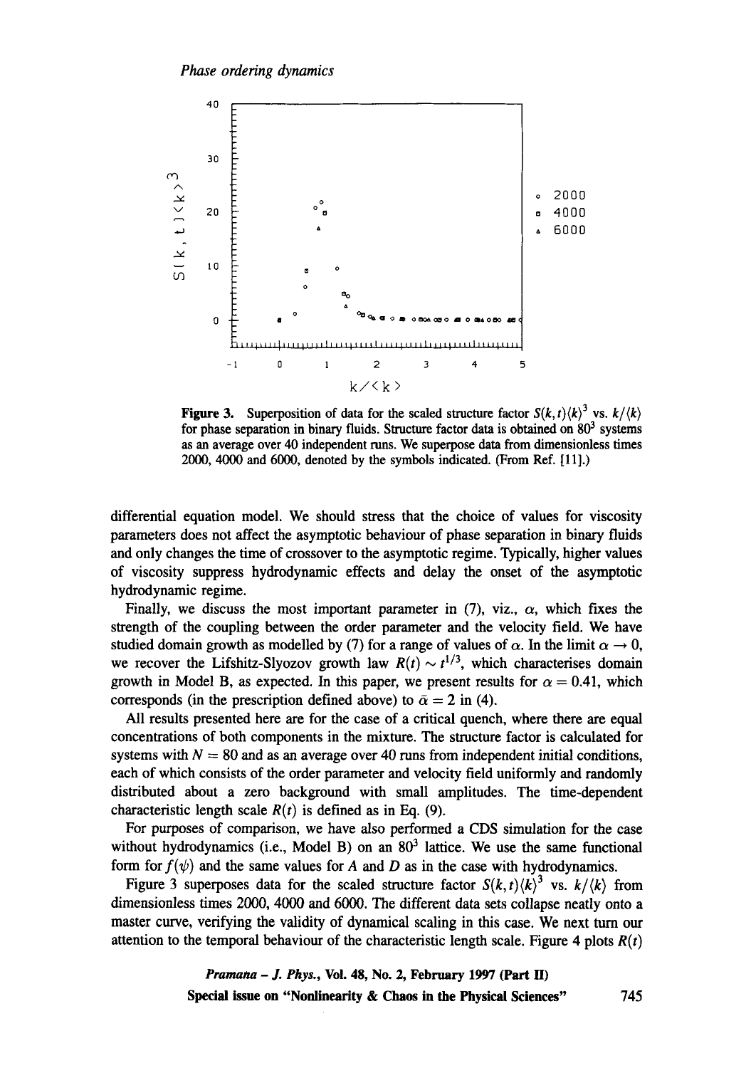**Figure 3.** Superposition of data for the scaled structure factor $S(k,t)\langle k\rangle^3$ vs. $k/\langle k\rangle$ for phase separation in binary fluids. Structure factor data is obtained on $80^3$ systems as an average over 40 independent runs. We superpose data from dimensionless times 2000, 4000 and 6000, denoted by the symbols indicated. (From Ref. [11].)

differential equation model. We should stress that the choice of values for viscosity parameters does not affect the asymptotic behaviour of phase separation in binary fluids and only changes the time of crossover to the asymptotic regime. Typically, higher values of viscosity suppress hydrodynamic effects and delay the onset of the asymptotic hydrodynamic regime.

Finally, we discuss the most important parameter in (7), viz., $\alpha$, which fixes the strength of the coupling between the order parameter and the velocity field. We have studied domain growth as modelled by (7) for a range of values of $\alpha$. In the limit $\alpha \to 0$, we recover the Lifshitz-Slyozov growth law $R(t) \sim t^{1/3}$, which characterises domain growth in Model B, as expected. In this paper, we present results for $\alpha = 0.41$, which corresponds (in the prescription defined above) to $\bar{\alpha} = 2$ in (4).

All results presented here are for the case of a critical quench, where there are equal concentrations of both components in the mixture. The structure factor is calculated for systems with $N = 80$ and as an average over 40 runs from independent initial conditions, each of which consists of the order parameter and velocity field uniformly and randomly distributed about a zero background with small amplitudes. The time-dependent characteristic length scale $R(t)$ is defined as in Eq. (9).

For purposes of comparison, we have also performed a CDS simulation for the case without hydrodynamics (i.e., Model B) on an $80^3$ lattice. We use the same functional form for $f(\psi)$ and the same values for $A$ and $D$ as in the case with hydrodynamics.

Figure 3 superposes data for the scaled structure factor $S(k,t)\langle k\rangle^3$ vs. $k/\langle k\rangle$ from dimensionless times 2000, 4000 and 6000. The different data sets collapse neatly onto a master curve, verifying the validity of dynamical scaling in this case. We next turn our attention to the temporal behaviour of the characteristic length scale. Figure 4 plots $R(t)$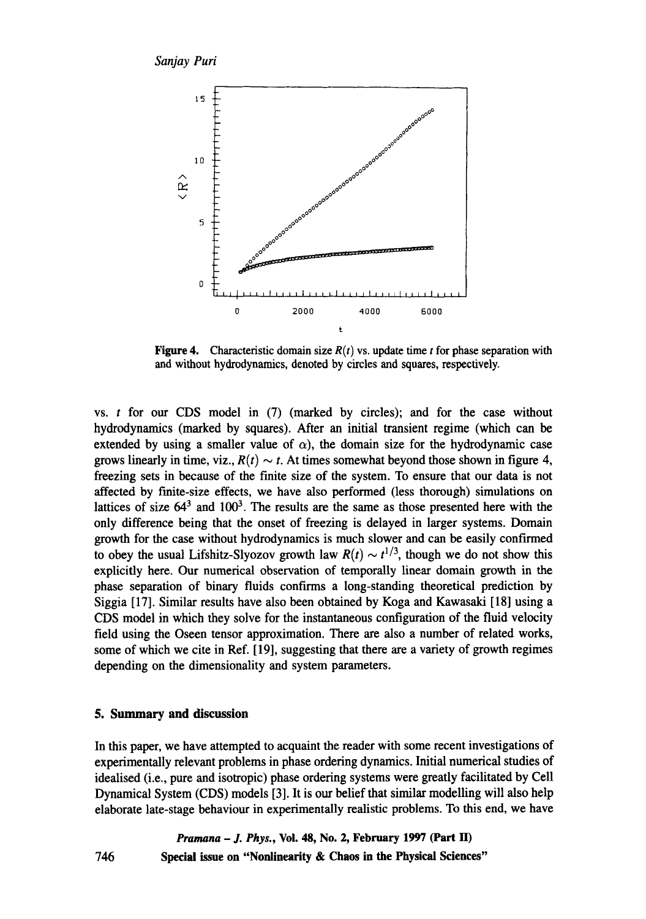**Figure 4.** Characteristic domain size $R(t)$ vs. update time $t$ for phase separation with and without hydrodynamics, denoted by circles and squares, respectively.

vs. $t$ for our CDS model in (7) (marked by circles); and for the case without hydrodynamics (marked by squares). After an initial transient regime (which can be extended by using a smaller value of $\alpha$), the domain size for the hydrodynamic case grows linearly in time, viz., $R(t) \sim t$. At times somewhat beyond those shown in figure 4, freezing sets in because of the finite size of the system. To ensure that our data is not affected by finite-size effects, we have also performed (less thorough) simulations on lattices of size $64^3$ and $100^3$. The results are the same as those presented here with the only difference being that the onset of freezing is delayed in larger systems. Domain growth for the case without hydrodynamics is much slower and can be easily confirmed to obey the usual Lifshitz-Slyozov growth law $R(t) \sim t^{1/3}$, though we do not show this explicitly here. Our numerical observation of temporally linear domain growth in the phase separation of binary fluids confirms a long-standing theoretical prediction by Siggia [17]. Similar results have also been obtained by Koga and Kawasaki [18] using a CDS model in which they solve for the instantaneous configuration of the fluid velocity field using the Oseen tensor approximation. There are also a number of related works, some of which we cite in Ref. [19], suggesting that there are a variety of growth regimes depending on the dimensionality and system parameters.

## 5. Summary and discussion

In this paper, we have attempted to acquaint the reader with some recent investigations of experimentally relevant problems in phase ordering dynamics. Initial numerical studies of idealised (i.e., pure and isotropic) phase ordering systems were greatly facilitated by Cell Dynamical System (CDS) models [3]. It is our belief that similar modelling will also help elaborate late-stage behaviour in experimentally realistic problems. To this end, we have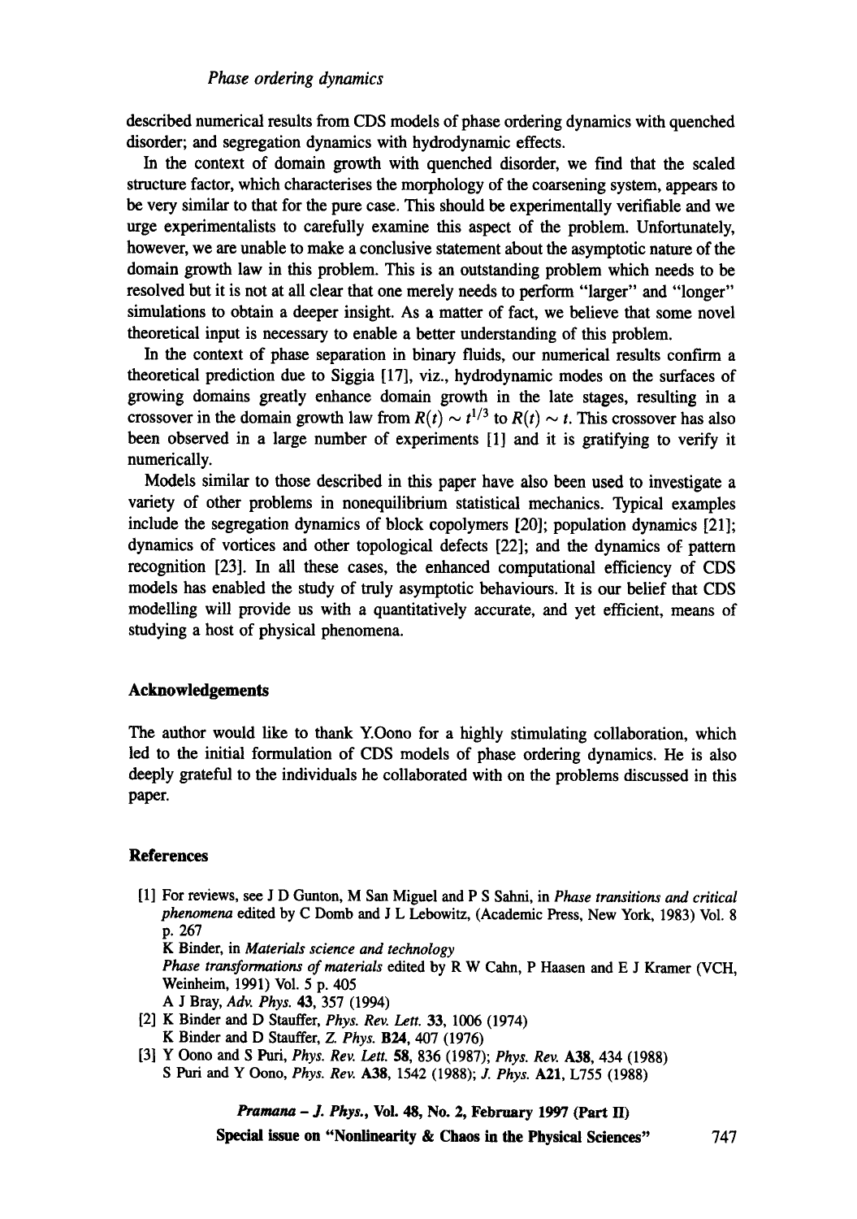described numerical results from CDS models of phase ordering dynamics with quenched disorder; and segregation dynamics with hydrodynamic effects.

In the context of domain growth with quenched disorder, we find that the scaled structure factor, which characterises the morphology of the coarsening system, appears to be very similar to that for the pure case. This should be experimentally verifiable and we urge experimentalists to carefully examine this aspect of the problem. Unfortunately, however, we are unable to make a conclusive statement about the asymptotic nature of the domain growth law in this problem. This is an outstanding problem which needs to be resolved but it is not at all clear that one merely needs to perform "larger" and "longer" simulations to obtain a deeper insight. As a matter of fact, we believe that some novel theoretical input is necessary to enable a better understanding of this problem.

In the context of phase separation in binary fluids, our numerical results confirm a theoretical prediction due to Siggia [17], viz., hydrodynamic modes on the surfaces of growing domains greatly enhance domain growth in the late stages, resulting in a crossover in the domain growth law from $R(t) \sim t^{1/3}$ to $R(t) \sim t$. This crossover has also been observed in a large number of experiments [1] and it is gratifying to verify it numerically.

Models similar to those described in this paper have also been used to investigate a variety of other problems in nonequilibrium statistical mechanics. Typical examples include the segregation dynamics of block copolymers [20]; population dynamics [21]; dynamics of vortices and other topological defects [22]; and the dynamics of pattern recognition [23]. In all these cases, the enhanced computational efficiency of CDS models has enabled the study of truly asymptotic behaviours. It is our belief that CDS modelling will provide us with a quantitatively accurate, and yet efficient, means of studying a host of physical phenomena.

## Acknowledgements

The author would like to thank Y.Oono for a highly stimulating collaboration, which led to the initial formulation of CDS models of phase ordering dynamics. He is also deeply grateful to the individuals he collaborated with on the problems discussed in this paper.

## References

[1] For reviews, see J D Gunton, M San Miguel and P S Sahni, in *Phase transitions and critical phenomena* edited by C Domb and J L Lebowitz, (Academic Press, New York, 1983) Vol. 8 p. 267
K Binder, in *Materials science and technology*
*Phase transformations of materials* edited by R W Cahn, P Haasen and E J Kramer (VCH, Weinheim, 1991) Vol. 5 p. 405
A J Bray, *Adv. Phys.* **43**, 357 (1994)

[2] K Binder and D Stauffer, *Phys. Rev. Lett.* **33**, 1006 (1974)
K Binder and D Stauffer, *Z. Phys.* **B24**, 407 (1976)

[3] Y Oono and S Puri, *Phys. Rev. Lett.* **58**, 836 (1987); *Phys. Rev.* **A38**, 434 (1988)
S Puri and Y Oono, *Phys. Rev.* **A38**, 1542 (1988); *J. Phys.* **A21**, L755 (1988)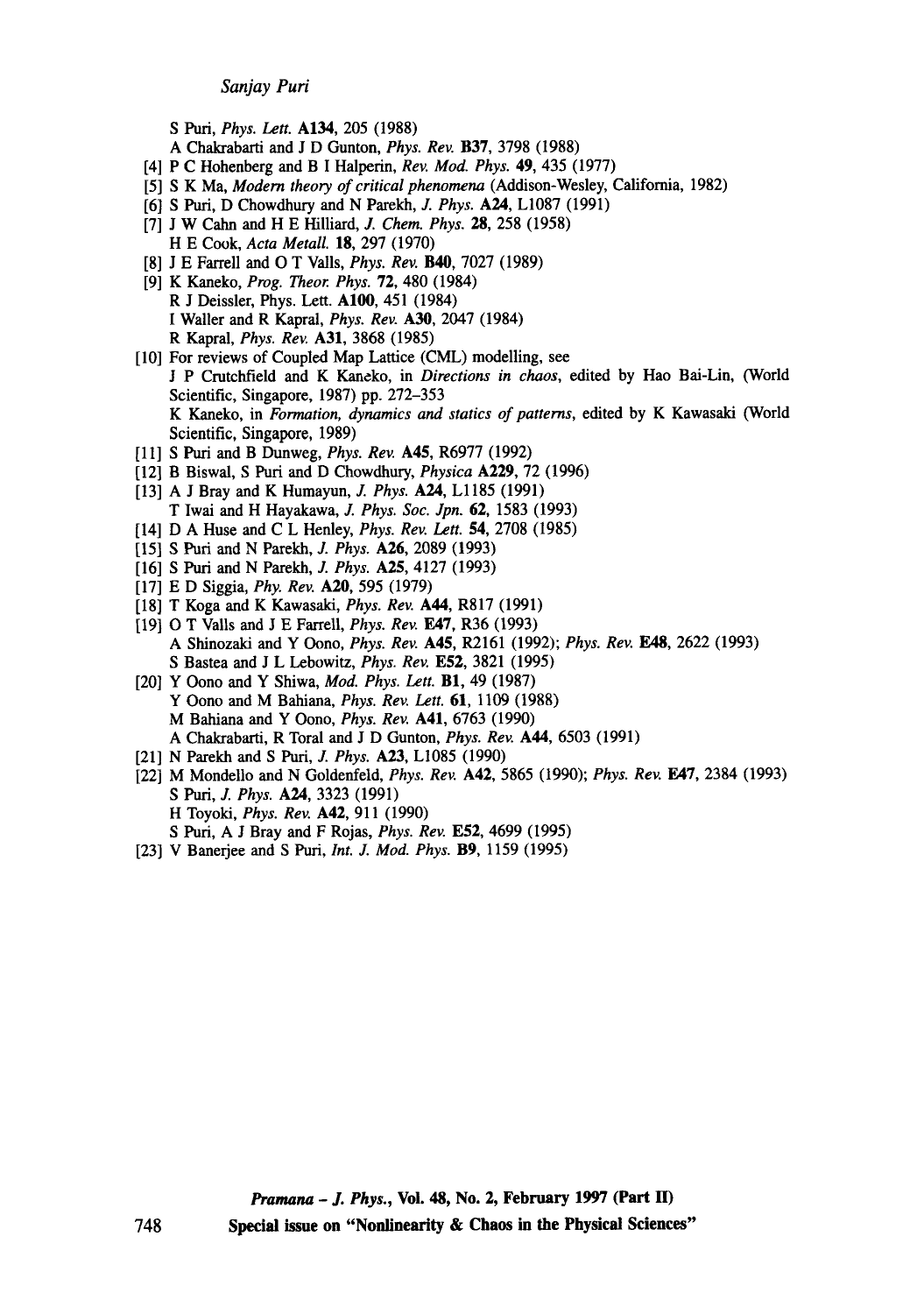S Puri, *Phys. Lett.* **A134**, 205 (1988)
A Chakrabarti and J D Gunton, *Phys. Rev.* **B37**, 3798 (1988)

[4] P C Hohenberg and B I Halperin, *Rev. Mod. Phys.* **49**, 435 (1977)

[5] S K Ma, *Modern theory of critical phenomena* (Addison-Wesley, California, 1982)

[6] S Puri, D Chowdhury and N Parekh, *J. Phys.* **A24**, L1087 (1991)

[7] J W Cahn and H E Hilliard, *J. Chem. Phys.* **28**, 258 (1958)
H E Cook, *Acta Metall.* **18**, 297 (1970)

[8] J E Farrell and O T Valls, *Phys. Rev.* **B40**, 7027 (1989)

[9] K Kaneko, *Prog. Theor. Phys.* **72**, 480 (1984)
R J Deissler, Phys. Lett. **A100**, 451 (1984)
I Waller and R Kapral, *Phys. Rev.* **A30**, 2047 (1984)
R Kapral, *Phys. Rev.* **A31**, 3868 (1985)

[10] For reviews of Coupled Map Lattice (CML) modelling, see
J P Crutchfield and K Kaneko, in *Directions in chaos*, edited by Hao Bai-Lin, (World Scientific, Singapore, 1987) pp. 272–353
K Kaneko, in *Formation, dynamics and statics of patterns*, edited by K Kawasaki (World Scientific, Singapore, 1989)

[11] S Puri and B Dunweg, *Phys. Rev.* **A45**, R6977 (1992)

[12] B Biswal, S Puri and D Chowdhury, *Physica* **A229**, 72 (1996)

[13] A J Bray and K Humayun, *J. Phys.* **A24**, L1185 (1991)
T Iwai and H Hayakawa, *J. Phys. Soc. Jpn.* **62**, 1583 (1993)

[14] D A Huse and C L Henley, *Phys. Rev. Lett.* **54**, 2708 (1985)

[15] S Puri and N Parekh, *J. Phys.* **A26**, 2089 (1993)

[16] S Puri and N Parekh, *J. Phys.* **A25**, 4127 (1993)

[17] E D Siggia, *Phy. Rev.* **A20**, 595 (1979)

[18] T Koga and K Kawasaki, *Phys. Rev.* **A44**, R817 (1991)

[19] O T Valls and J E Farrell, *Phys. Rev.* **E47**, R36 (1993)
A Shinozaki and Y Oono, *Phys. Rev.* **A45**, R2161 (1992); *Phys. Rev.* **E48**, 2622 (1993)
S Bastea and J L Lebowitz, *Phys. Rev.* **E52**, 3821 (1995)

[20] Y Oono and Y Shiwa, *Mod. Phys. Lett.* **B1**, 49 (1987)
Y Oono and M Bahiana, *Phys. Rev. Lett.* **61**, 1109 (1988)
M Bahiana and Y Oono, *Phys. Rev.* **A41**, 6763 (1990)
A Chakrabarti, R Toral and J D Gunton, *Phys. Rev.* **A44**, 6503 (1991)

[21] N Parekh and S Puri, *J. Phys.* **A23**, L1085 (1990)

[22] M Mondello and N Goldenfeld, *Phys. Rev.* **A42**, 5865 (1990); *Phys. Rev.* **E47**, 2384 (1993)
S Puri, *J. Phys.* **A24**, 3323 (1991)
H Toyoki, *Phys. Rev.* **A42**, 911 (1990)
S Puri, A J Bray and F Rojas, *Phys. Rev.* **E52**, 4699 (1995)

[23] V Banerjee and S Puri, *Int. J. Mod. Phys.* **B9**, 1159 (1995)